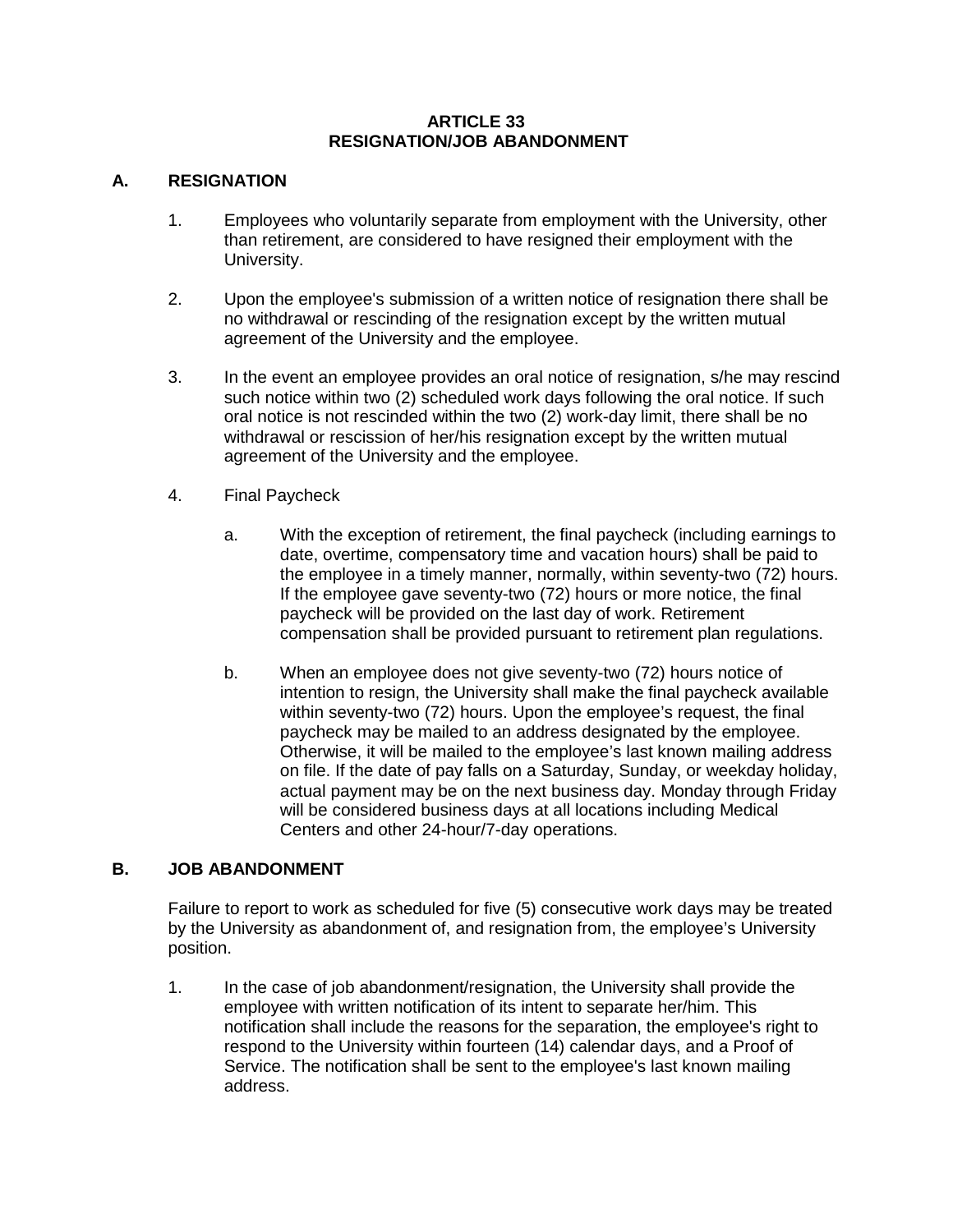# ARTICLE 33
# RESIGNATION/JOB ABANDONMENT

## A. RESIGNATION

1. Employees who voluntarily separate from employment with the University, other than retirement, are considered to have resigned their employment with the University.

2. Upon the employee's submission of a written notice of resignation there shall be no withdrawal or rescinding of the resignation except by the written mutual agreement of the University and the employee.

3. In the event an employee provides an oral notice of resignation, s/he may rescind such notice within two (2) scheduled work days following the oral notice. If such oral notice is not rescinded within the two (2) work-day limit, there shall be no withdrawal or rescission of her/his resignation except by the written mutual agreement of the University and the employee.

4. Final Paycheck

   a. With the exception of retirement, the final paycheck (including earnings to date, overtime, compensatory time and vacation hours) shall be paid to the employee in a timely manner, normally, within seventy-two (72) hours. If the employee gave seventy-two (72) hours or more notice, the final paycheck will be provided on the last day of work. Retirement compensation shall be provided pursuant to retirement plan regulations.

   b. When an employee does not give seventy-two (72) hours notice of intention to resign, the University shall make the final paycheck available within seventy-two (72) hours. Upon the employee's request, the final paycheck may be mailed to an address designated by the employee. Otherwise, it will be mailed to the employee's last known mailing address on file. If the date of pay falls on a Saturday, Sunday, or weekday holiday, actual payment may be on the next business day. Monday through Friday will be considered business days at all locations including Medical Centers and other 24-hour/7-day operations.

## B. JOB ABANDONMENT

Failure to report to work as scheduled for five (5) consecutive work days may be treated by the University as abandonment of, and resignation from, the employee's University position.

1. In the case of job abandonment/resignation, the University shall provide the employee with written notification of its intent to separate her/him. This notification shall include the reasons for the separation, the employee's right to respond to the University within fourteen (14) calendar days, and a Proof of Service. The notification shall be sent to the employee's last known mailing address.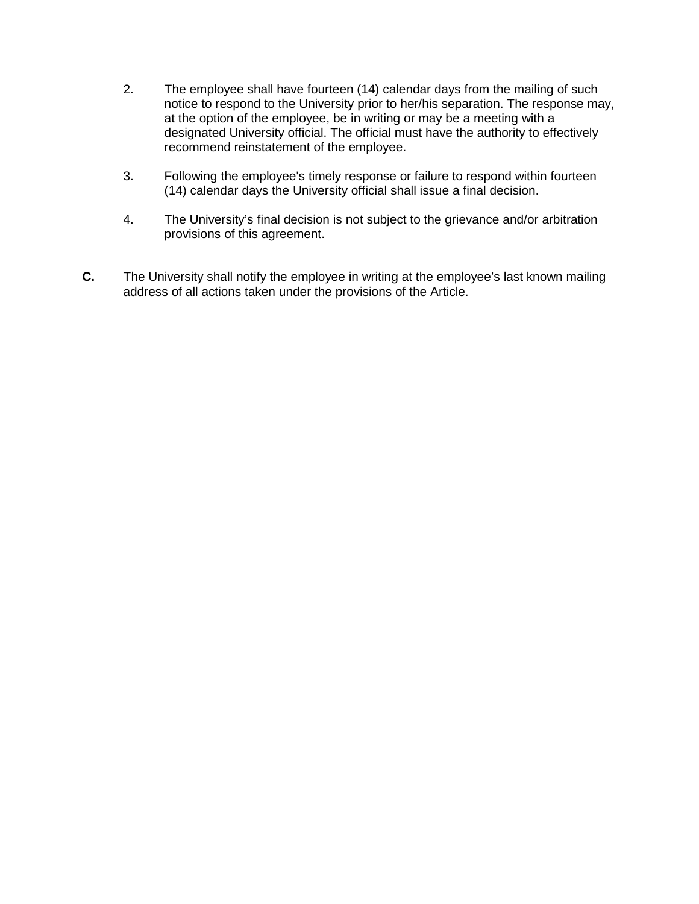2. The employee shall have fourteen (14) calendar days from the mailing of such notice to respond to the University prior to her/his separation. The response may, at the option of the employee, be in writing or may be a meeting with a designated University official. The official must have the authority to effectively recommend reinstatement of the employee.

3. Following the employee's timely response or failure to respond within fourteen (14) calendar days the University official shall issue a final decision.

4. The University's final decision is not subject to the grievance and/or arbitration provisions of this agreement.

**C.** The University shall notify the employee in writing at the employee's last known mailing address of all actions taken under the provisions of the Article.